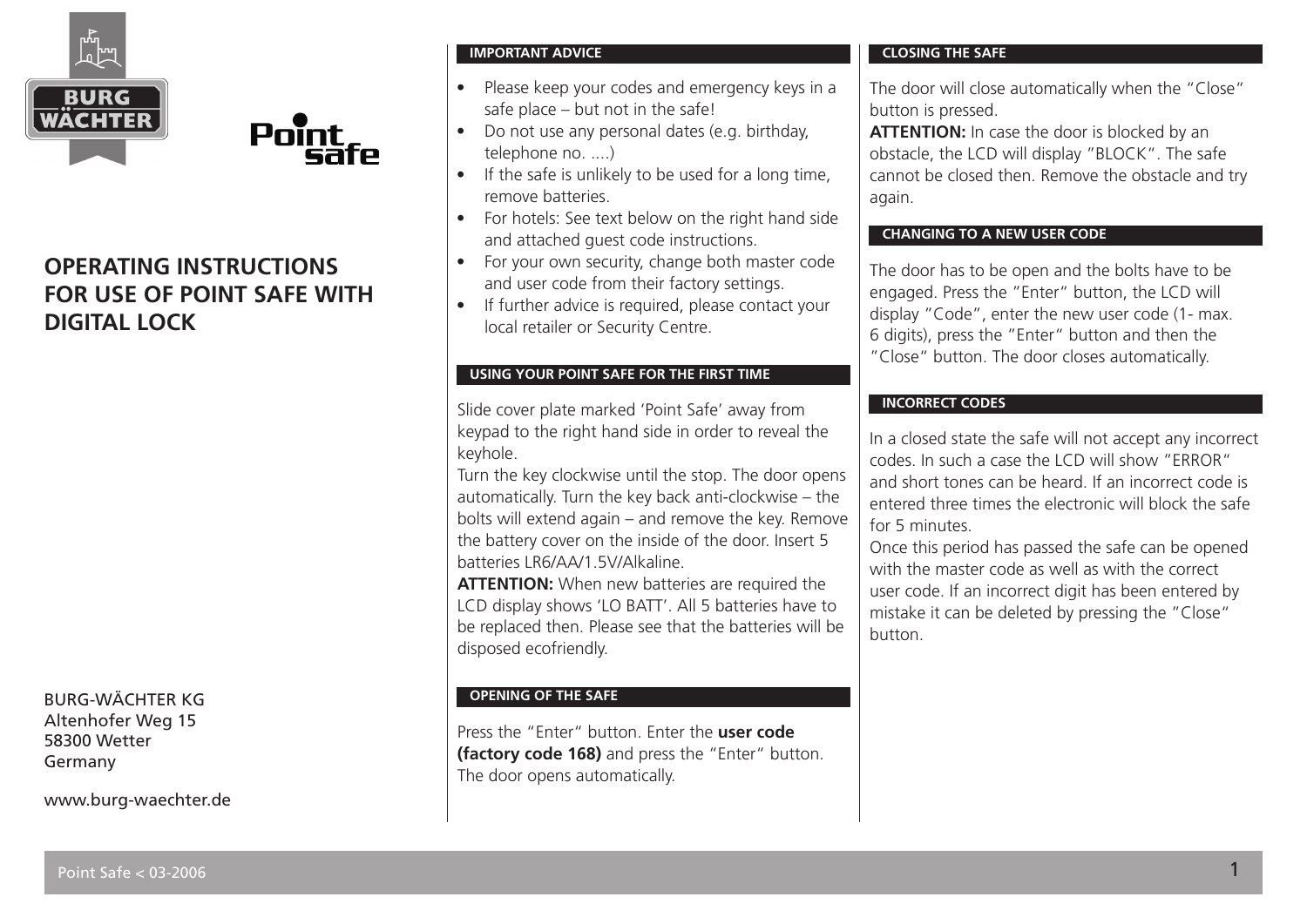# OPERATING INSTRUCTIONS FOR USE OF POINT SAFE WITH DIGITAL LOCK

BURG-WÄCHTER KG
Altenhofer Weg 15
58300 Wetter
Germany

www.burg-waechter.de

## IMPORTANT ADVICE

- Please keep your codes and emergency keys in a safe place – but not in the safe!
- Do not use any personal dates (e.g. birthday, telephone no. ....)
- If the safe is unlikely to be used for a long time, remove batteries.
- For hotels: See text below on the right hand side and attached guest code instructions.
- For your own security, change both master code and user code from their factory settings.
- If further advice is required, please contact your local retailer or Security Centre.

## USING YOUR POINT SAFE FOR THE FIRST TIME

Slide cover plate marked 'Point Safe' away from keypad to the right hand side in order to reveal the keyhole.
Turn the key clockwise until the stop. The door opens automatically. Turn the key back anti-clockwise – the bolts will extend again – and remove the key. Remove the battery cover on the inside of the door. Insert 5 batteries LR6/AA/1.5V/Alkaline.
**ATTENTION:** When new batteries are required the LCD display shows 'LO BATT'. All 5 batteries have to be replaced then. Please see that the batteries will be disposed ecofriendly.

## OPENING OF THE SAFE

Press the "Enter" button. Enter the **user code (factory code 168)** and press the "Enter" button. The door opens automatically.

## CLOSING THE SAFE

The door will close automatically when the "Close" button is pressed.
**ATTENTION:** In case the door is blocked by an obstacle, the LCD will display "BLOCK". The safe cannot be closed then. Remove the obstacle and try again.

## CHANGING TO A NEW USER CODE

The door has to be open and the bolts have to be engaged. Press the "Enter" button, the LCD will display "Code", enter the new user code (1- max. 6 digits), press the "Enter" button and then the "Close" button. The door closes automatically.

## INCORRECT CODES

In a closed state the safe will not accept any incorrect codes. In such a case the LCD will show "ERROR" and short tones can be heard. If an incorrect code is entered three times the electronic will block the safe for 5 minutes.
Once this period has passed the safe can be opened with the master code as well as with the correct user code. If an incorrect digit has been entered by mistake it can be deleted by pressing the "Close" button.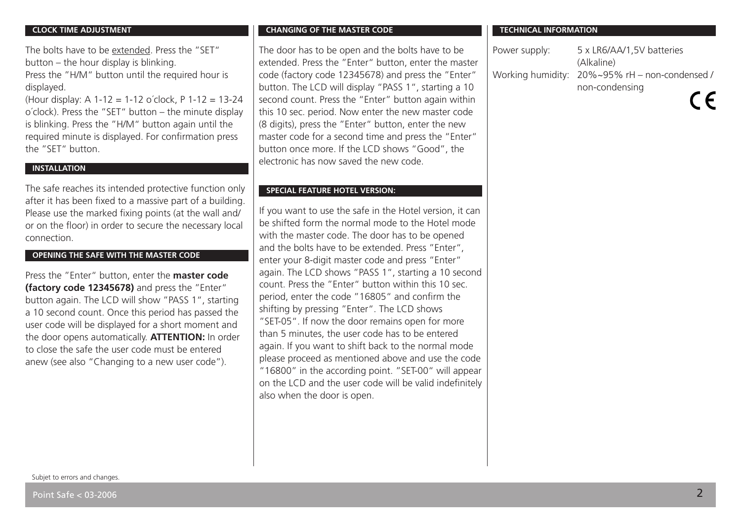## CLOCK TIME ADJUSTMENT

The bolts have to be extended. Press the "SET" button – the hour display is blinking.
Press the "H/M" button until the required hour is displayed.
(Hour display: A 1-12 = 1-12 o´clock, P 1-12 = 13-24 o´clock). Press the "SET" button – the minute display is blinking. Press the "H/M" button again until the required minute is displayed. For confirmation press the "SET" button.

## INSTALLATION

The safe reaches its intended protective function only after it has been fixed to a massive part of a building. Please use the marked fixing points (at the wall and/ or on the floor) in order to secure the necessary local connection.

## OPENING THE SAFE WITH THE MASTER CODE

Press the "Enter" button, enter the **master code (factory code 12345678)** and press the "Enter" button again. The LCD will show "PASS 1", starting a 10 second count. Once this period has passed the user code will be displayed for a short moment and the door opens automatically. **ATTENTION:** In order to close the safe the user code must be entered anew (see also "Changing to a new user code").

## CHANGING OF THE MASTER CODE

The door has to be open and the bolts have to be extended. Press the "Enter" button, enter the master code (factory code 12345678) and press the "Enter" button. The LCD will display "PASS 1", starting a 10 second count. Press the "Enter" button again within this 10 sec. period. Now enter the new master code (8 digits), press the "Enter" button, enter the new master code for a second time and press the "Enter" button once more. If the LCD shows "Good", the electronic has now saved the new code.

## SPECIAL FEATURE HOTEL VERSION:

If you want to use the safe in the Hotel version, it can be shifted form the normal mode to the Hotel mode with the master code. The door has to be opened and the bolts have to be extended. Press "Enter", enter your 8-digit master code and press "Enter" again. The LCD shows "PASS 1", starting a 10 second count. Press the "Enter" button within this 10 sec. period, enter the code "16805" and confirm the shifting by pressing "Enter". The LCD shows "SET-05". If now the door remains open for more than 5 minutes, the user code has to be entered again. If you want to shift back to the normal mode please proceed as mentioned above and use the code "16800" in the according point. "SET-00" will appear on the LCD and the user code will be valid indefinitely also when the door is open.

## TECHNICAL INFORMATION

| | |
|---|---|
| Power supply: | 5 x LR6/AA/1,5V batteries (Alkaline) |
| Working humidity: | 20%~95% rH – non-condensed / non-condensing |

CE

Subjet to errors and changes.

Point Safe < 03-2006